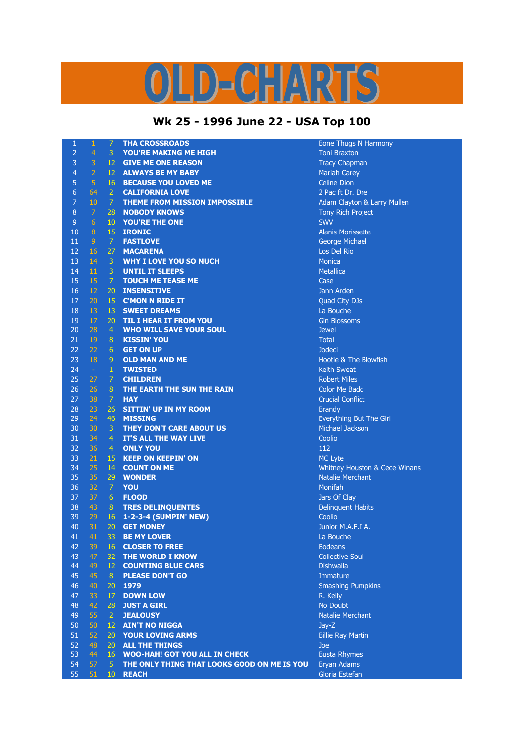# OLD-CHARTS

## Wk 25 - 1996 June 22 - USA Top 100

| | | | | |
|---|---|---|---|---|
| 1 | 1 | 7 | THA CROSSROADS | Bone Thugs N Harmony |
| 2 | 4 | 3 | YOU'RE MAKING ME HIGH | Toni Braxton |
| 3 | 3 | 12 | GIVE ME ONE REASON | Tracy Chapman |
| 4 | 2 | 12 | ALWAYS BE MY BABY | Mariah Carey |
| 5 | 5 | 16 | BECAUSE YOU LOVED ME | Celine Dion |
| 6 | 64 | 2 | CALIFORNIA LOVE | 2 Pac ft Dr. Dre |
| 7 | 10 | 7 | THEME FROM MISSION IMPOSSIBLE | Adam Clayton & Larry Mullen |
| 8 | 7 | 28 | NOBODY KNOWS | Tony Rich Project |
| 9 | 6 | 10 | YOU'RE THE ONE | SWV |
| 10 | 8 | 15 | IRONIC | Alanis Morissette |
| 11 | 9 | 7 | FASTLOVE | George Michael |
| 12 | 16 | 27 | MACARENA | Los Del Rio |
| 13 | 14 | 3 | WHY I LOVE YOU SO MUCH | Monica |
| 14 | 11 | 3 | UNTIL IT SLEEPS | Metallica |
| 15 | 15 | 7 | TOUCH ME TEASE ME | Case |
| 16 | 12 | 20 | INSENSITIVE | Jann Arden |
| 17 | 20 | 15 | C'MON N RIDE IT | Quad City DJs |
| 18 | 13 | 13 | SWEET DREAMS | La Bouche |
| 19 | 17 | 20 | TIL I HEAR IT FROM YOU | Gin Blossoms |
| 20 | 28 | 4 | WHO WILL SAVE YOUR SOUL | Jewel |
| 21 | 19 | 8 | KISSIN' YOU | Total |
| 22 | 22 | 6 | GET ON UP | Jodeci |
| 23 | 18 | 9 | OLD MAN AND ME | Hootie & The Blowfish |
| 24 | - | 1 | TWISTED | Keith Sweat |
| 25 | 27 | 7 | CHILDREN | Robert Miles |
| 26 | 26 | 8 | THE EARTH THE SUN THE RAIN | Color Me Badd |
| 27 | 38 | 7 | HAY | Crucial Conflict |
| 28 | 23 | 26 | SITTIN' UP IN MY ROOM | Brandy |
| 29 | 24 | 46 | MISSING | Everything But The Girl |
| 30 | 30 | 3 | THEY DON'T CARE ABOUT US | Michael Jackson |
| 31 | 34 | 4 | IT'S ALL THE WAY LIVE | Coolio |
| 32 | 36 | 4 | ONLY YOU | 112 |
| 33 | 21 | 15 | KEEP ON KEEPIN' ON | MC Lyte |
| 34 | 25 | 14 | COUNT ON ME | Whitney Houston & Cece Winans |
| 35 | 35 | 29 | WONDER | Natalie Merchant |
| 36 | 32 | 7 | YOU | Monifah |
| 37 | 37 | 6 | FLOOD | Jars Of Clay |
| 38 | 43 | 8 | TRES DELINQUENTES | Delinquent Habits |
| 39 | 29 | 16 | 1-2-3-4 (SUMPIN' NEW) | Coolio |
| 40 | 31 | 20 | GET MONEY | Junior M.A.F.I.A. |
| 41 | 41 | 33 | BE MY LOVER | La Bouche |
| 42 | 39 | 16 | CLOSER TO FREE | Bodeans |
| 43 | 47 | 32 | THE WORLD I KNOW | Collective Soul |
| 44 | 49 | 12 | COUNTING BLUE CARS | Dishwalla |
| 45 | 45 | 8 | PLEASE DON'T GO | Immature |
| 46 | 40 | 20 | 1979 | Smashing Pumpkins |
| 47 | 33 | 17 | DOWN LOW | R. Kelly |
| 48 | 42 | 28 | JUST A GIRL | No Doubt |
| 49 | 55 | 2 | JEALOUSY | Natalie Merchant |
| 50 | 50 | 12 | AIN'T NO NIGGA | Jay-Z |
| 51 | 52 | 20 | YOUR LOVING ARMS | Billie Ray Martin |
| 52 | 48 | 20 | ALL THE THINGS | Joe |
| 53 | 44 | 16 | WOO-HAH! GOT YOU ALL IN CHECK | Busta Rhymes |
| 54 | 57 | 5 | THE ONLY THING THAT LOOKS GOOD ON ME IS YOU | Bryan Adams |
| 55 | 51 | 10 | REACH | Gloria Estefan |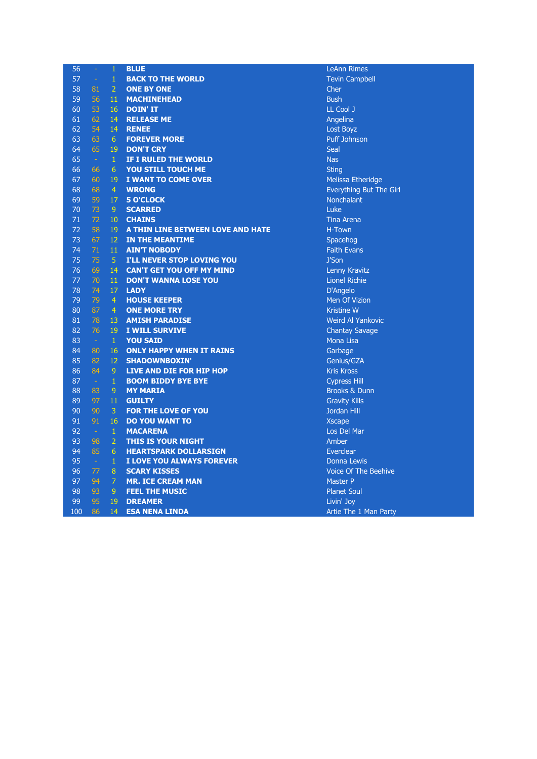| | | | | |
|---|---|---|---|---|
| 56 | - | 1 | BLUE | LeAnn Rimes |
| 57 | - | 1 | BACK TO THE WORLD | Tevin Campbell |
| 58 | 81 | 2 | ONE BY ONE | Cher |
| 59 | 56 | 11 | MACHINEHEAD | Bush |
| 60 | 53 | 16 | DOIN' IT | LL Cool J |
| 61 | 62 | 14 | RELEASE ME | Angelina |
| 62 | 54 | 14 | RENEE | Lost Boyz |
| 63 | 63 | 6 | FOREVER MORE | Puff Johnson |
| 64 | 65 | 19 | DON'T CRY | Seal |
| 65 | - | 1 | IF I RULED THE WORLD | Nas |
| 66 | 66 | 6 | YOU STILL TOUCH ME | Sting |
| 67 | 60 | 19 | I WANT TO COME OVER | Melissa Etheridge |
| 68 | 68 | 4 | WRONG | Everything But The Girl |
| 69 | 59 | 17 | 5 O'CLOCK | Nonchalant |
| 70 | 73 | 9 | SCARRED | Luke |
| 71 | 72 | 10 | CHAINS | Tina Arena |
| 72 | 58 | 19 | A THIN LINE BETWEEN LOVE AND HATE | H-Town |
| 73 | 67 | 12 | IN THE MEANTIME | Spacehog |
| 74 | 71 | 11 | AIN'T NOBODY | Faith Evans |
| 75 | 75 | 5 | I'LL NEVER STOP LOVING YOU | J'Son |
| 76 | 69 | 14 | CAN'T GET YOU OFF MY MIND | Lenny Kravitz |
| 77 | 70 | 11 | DON'T WANNA LOSE YOU | Lionel Richie |
| 78 | 74 | 17 | LADY | D'Angelo |
| 79 | 79 | 4 | HOUSE KEEPER | Men Of Vizion |
| 80 | 87 | 4 | ONE MORE TRY | Kristine W |
| 81 | 78 | 13 | AMISH PARADISE | Weird Al Yankovic |
| 82 | 76 | 19 | I WILL SURVIVE | Chantay Savage |
| 83 | - | 1 | YOU SAID | Mona Lisa |
| 84 | 80 | 16 | ONLY HAPPY WHEN IT RAINS | Garbage |
| 85 | 82 | 12 | SHADOWNBOXIN' | Genius/GZA |
| 86 | 84 | 9 | LIVE AND DIE FOR HIP HOP | Kris Kross |
| 87 | - | 1 | BOOM BIDDY BYE BYE | Cypress Hill |
| 88 | 83 | 9 | MY MARIA | Brooks & Dunn |
| 89 | 97 | 11 | GUILTY | Gravity Kills |
| 90 | 90 | 3 | FOR THE LOVE OF YOU | Jordan Hill |
| 91 | 91 | 16 | DO YOU WANT TO | Xscape |
| 92 | - | 1 | MACARENA | Los Del Mar |
| 93 | 98 | 2 | THIS IS YOUR NIGHT | Amber |
| 94 | 85 | 6 | HEARTSPARK DOLLARSIGN | Everclear |
| 95 | - | 1 | I LOVE YOU ALWAYS FOREVER | Donna Lewis |
| 96 | 77 | 8 | SCARY KISSES | Voice Of The Beehive |
| 97 | 94 | 7 | MR. ICE CREAM MAN | Master P |
| 98 | 93 | 9 | FEEL THE MUSIC | Planet Soul |
| 99 | 95 | 19 | DREAMER | Livin' Joy |
| 100 | 86 | 14 | ESA NENA LINDA | Artie The 1 Man Party |